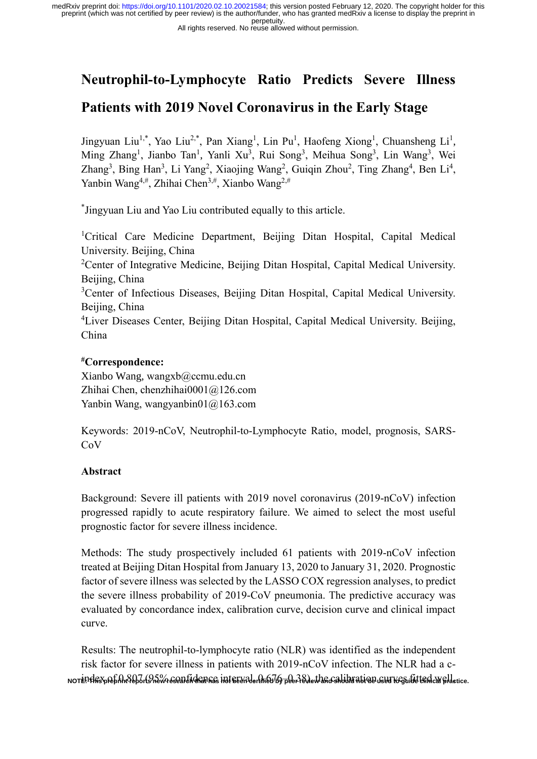# Neutrophil-to-Lymphocyte Ratio Predicts Severe Illness Patients with 2019 Novel Coronavirus in the Early Stage

Jingyuan Liu[1,*], Yao Liu[2,*], Pan Xiang[1], Lin Pu[1], Haofeng Xiong[1], Chuansheng Li[1], Ming Zhang[1], Jianbo Tan[1], Yanli Xu[3], Rui Song[3], Meihua Song[3], Lin Wang[3], Wei Zhang[3], Bing Han[3], Li Yang[2], Xiaojing Wang[2], Guiqin Zhou[2], Ting Zhang[4], Ben Li[4], Yanbin Wang[4,#], Zhihai Chen[3,#], Xianbo Wang[2,#]

[*]Jingyuan Liu and Yao Liu contributed equally to this article.

[1]Critical Care Medicine Department, Beijing Ditan Hospital, Capital Medical University. Beijing, China

[2]Center of Integrative Medicine, Beijing Ditan Hospital, Capital Medical University. Beijing, China

[3]Center of Infectious Diseases, Beijing Ditan Hospital, Capital Medical University. Beijing, China

[4]Liver Diseases Center, Beijing Ditan Hospital, Capital Medical University. Beijing, China

**[#]Correspondence:**

Xianbo Wang, wangxb@ccmu.edu.cn

Zhihai Chen, chenzhihai0001@126.com

Yanbin Wang, wangyanbin01@163.com

Keywords: 2019-nCoV, Neutrophil-to-Lymphocyte Ratio, model, prognosis, SARS-CoV

## Abstract

Background: Severe ill patients with 2019 novel coronavirus (2019-nCoV) infection progressed rapidly to acute respiratory failure. We aimed to select the most useful prognostic factor for severe illness incidence.

Methods: The study prospectively included 61 patients with 2019-nCoV infection treated at Beijing Ditan Hospital from January 13, 2020 to January 31, 2020. Prognostic factor of severe illness was selected by the LASSO COX regression analyses, to predict the severe illness probability of 2019-CoV pneumonia. The predictive accuracy was evaluated by concordance index, calibration curve, decision curve and clinical impact curve.

Results: The neutrophil-to-lymphocyte ratio (NLR) was identified as the independent risk factor for severe illness in patients with 2019-nCoV infection. The NLR had a c-index of 0.807 (95% confidence interval, 0.676-0.38), the calibration curves fitted well,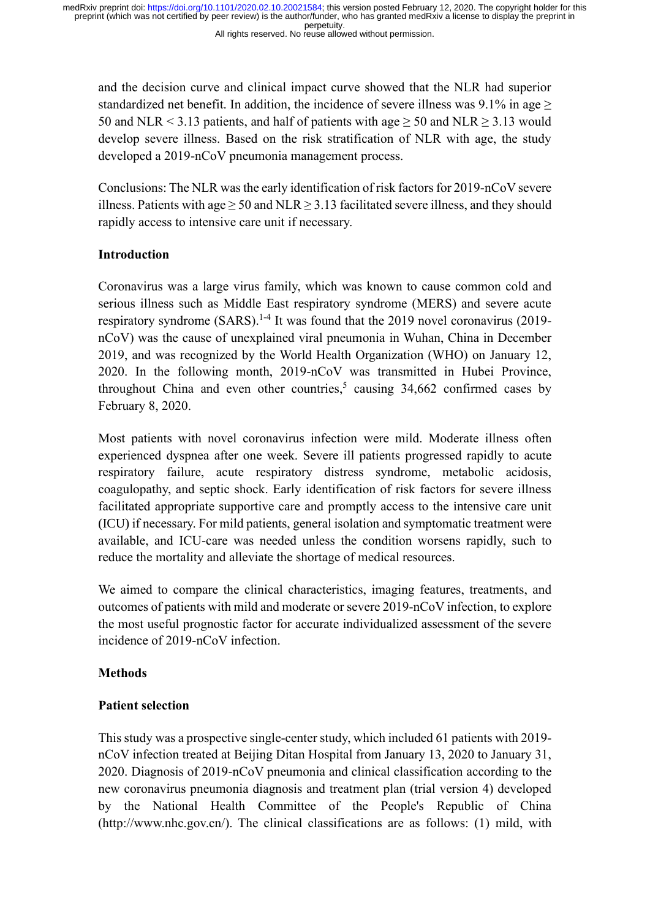and the decision curve and clinical impact curve showed that the NLR had superior standardized net benefit. In addition, the incidence of severe illness was 9.1% in age ≥ 50 and NLR < 3.13 patients, and half of patients with age ≥ 50 and NLR ≥ 3.13 would develop severe illness. Based on the risk stratification of NLR with age, the study developed a 2019-nCoV pneumonia management process.

Conclusions: The NLR was the early identification of risk factors for 2019-nCoV severe illness. Patients with age ≥ 50 and NLR ≥ 3.13 facilitated severe illness, and they should rapidly access to intensive care unit if necessary.

## Introduction

Coronavirus was a large virus family, which was known to cause common cold and serious illness such as Middle East respiratory syndrome (MERS) and severe acute respiratory syndrome (SARS).[1-4] It was found that the 2019 novel coronavirus (2019-nCoV) was the cause of unexplained viral pneumonia in Wuhan, China in December 2019, and was recognized by the World Health Organization (WHO) on January 12, 2020. In the following month, 2019-nCoV was transmitted in Hubei Province, throughout China and even other countries,[5] causing 34,662 confirmed cases by February 8, 2020.

Most patients with novel coronavirus infection were mild. Moderate illness often experienced dyspnea after one week. Severe ill patients progressed rapidly to acute respiratory failure, acute respiratory distress syndrome, metabolic acidosis, coagulopathy, and septic shock. Early identification of risk factors for severe illness facilitated appropriate supportive care and promptly access to the intensive care unit (ICU) if necessary. For mild patients, general isolation and symptomatic treatment were available, and ICU-care was needed unless the condition worsens rapidly, such to reduce the mortality and alleviate the shortage of medical resources.

We aimed to compare the clinical characteristics, imaging features, treatments, and outcomes of patients with mild and moderate or severe 2019-nCoV infection, to explore the most useful prognostic factor for accurate individualized assessment of the severe incidence of 2019-nCoV infection.

## Methods

### Patient selection

This study was a prospective single-center study, which included 61 patients with 2019-nCoV infection treated at Beijing Ditan Hospital from January 13, 2020 to January 31, 2020. Diagnosis of 2019-nCoV pneumonia and clinical classification according to the new coronavirus pneumonia diagnosis and treatment plan (trial version 4) developed by the National Health Committee of the People's Republic of China (http://www.nhc.gov.cn/). The clinical classifications are as follows: (1) mild, with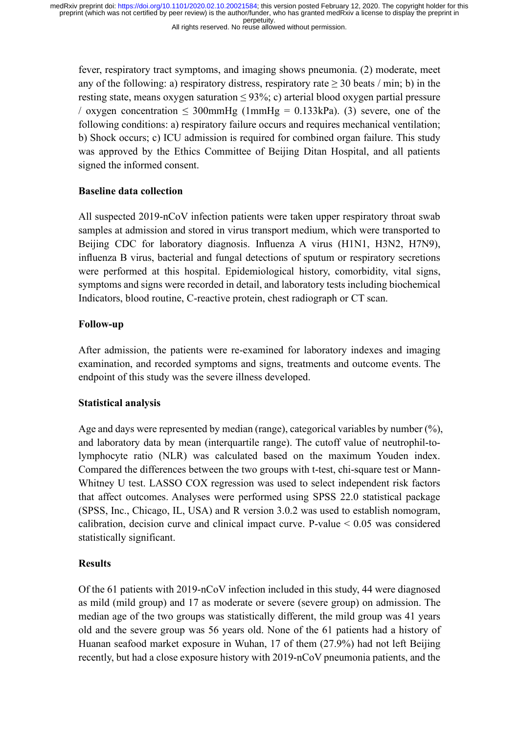fever, respiratory tract symptoms, and imaging shows pneumonia. (2) moderate, meet any of the following: a) respiratory distress, respiratory rate ≥ 30 beats / min; b) in the resting state, means oxygen saturation ≤ 93%; c) arterial blood oxygen partial pressure / oxygen concentration ≤ 300mmHg (1mmHg = 0.133kPa). (3) severe, one of the following conditions: a) respiratory failure occurs and requires mechanical ventilation; b) Shock occurs; c) ICU admission is required for combined organ failure. This study was approved by the Ethics Committee of Beijing Ditan Hospital, and all patients signed the informed consent.

**Baseline data collection**

All suspected 2019-nCoV infection patients were taken upper respiratory throat swab samples at admission and stored in virus transport medium, which were transported to Beijing CDC for laboratory diagnosis. Influenza A virus (H1N1, H3N2, H7N9), influenza B virus, bacterial and fungal detections of sputum or respiratory secretions were performed at this hospital. Epidemiological history, comorbidity, vital signs, symptoms and signs were recorded in detail, and laboratory tests including biochemical Indicators, blood routine, C-reactive protein, chest radiograph or CT scan.

**Follow-up**

After admission, the patients were re-examined for laboratory indexes and imaging examination, and recorded symptoms and signs, treatments and outcome events. The endpoint of this study was the severe illness developed.

**Statistical analysis**

Age and days were represented by median (range), categorical variables by number (%), and laboratory data by mean (interquartile range). The cutoff value of neutrophil-to-lymphocyte ratio (NLR) was calculated based on the maximum Youden index. Compared the differences between the two groups with t-test, chi-square test or Mann-Whitney U test. LASSO COX regression was used to select independent risk factors that affect outcomes. Analyses were performed using SPSS 22.0 statistical package (SPSS, Inc., Chicago, IL, USA) and R version 3.0.2 was used to establish nomogram, calibration, decision curve and clinical impact curve. P-value < 0.05 was considered statistically significant.

**Results**

Of the 61 patients with 2019-nCoV infection included in this study, 44 were diagnosed as mild (mild group) and 17 as moderate or severe (severe group) on admission. The median age of the two groups was statistically different, the mild group was 41 years old and the severe group was 56 years old. None of the 61 patients had a history of Huanan seafood market exposure in Wuhan, 17 of them (27.9%) had not left Beijing recently, but had a close exposure history with 2019-nCoV pneumonia patients, and the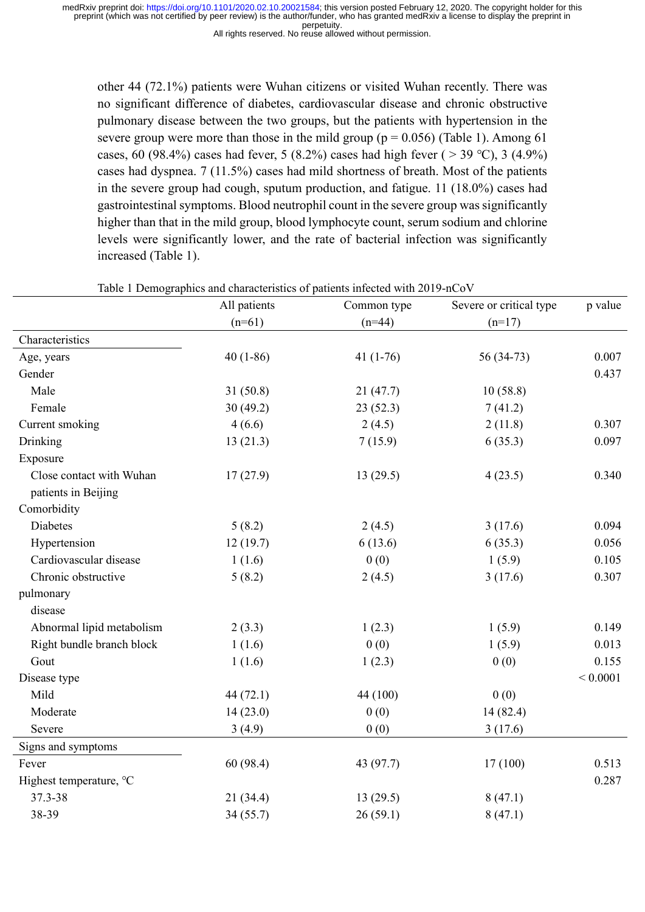other 44 (72.1%) patients were Wuhan citizens or visited Wuhan recently. There was no significant difference of diabetes, cardiovascular disease and chronic obstructive pulmonary disease between the two groups, but the patients with hypertension in the severe group were more than those in the mild group (p = 0.056) (Table 1). Among 61 cases, 60 (98.4%) cases had fever, 5 (8.2%) cases had high fever ( > 39 ℃), 3 (4.9%) cases had dyspnea. 7 (11.5%) cases had mild shortness of breath. Most of the patients in the severe group had cough, sputum production, and fatigue. 11 (18.0%) cases had gastrointestinal symptoms. Blood neutrophil count in the severe group was significantly higher than that in the mild group, blood lymphocyte count, serum sodium and chlorine levels were significantly lower, and the rate of bacterial infection was significantly increased (Table 1).

Table 1 Demographics and characteristics of patients infected with 2019-nCoV

| | All patients (n=61) | Common type (n=44) | Severe or critical type (n=17) | p value |
|---|---|---|---|---|
| Characteristics | | | | |
| Age, years | 40 (1-86) | 41 (1-76) | 56 (34-73) | 0.007 |
| Gender | | | | 0.437 |
| Male | 31 (50.8) | 21 (47.7) | 10 (58.8) | |
| Female | 30 (49.2) | 23 (52.3) | 7 (41.2) | |
| Current smoking | 4 (6.6) | 2 (4.5) | 2 (11.8) | 0.307 |
| Drinking | 13 (21.3) | 7 (15.9) | 6 (35.3) | 0.097 |
| Exposure | | | | |
| Close contact with Wuhan patients in Beijing | 17 (27.9) | 13 (29.5) | 4 (23.5) | 0.340 |
| Comorbidity | | | | |
| Diabetes | 5 (8.2) | 2 (4.5) | 3 (17.6) | 0.094 |
| Hypertension | 12 (19.7) | 6 (13.6) | 6 (35.3) | 0.056 |
| Cardiovascular disease | 1 (1.6) | 0 (0) | 1 (5.9) | 0.105 |
| Chronic obstructive pulmonary disease | 5 (8.2) | 2 (4.5) | 3 (17.6) | 0.307 |
| Abnormal lipid metabolism | 2 (3.3) | 1 (2.3) | 1 (5.9) | 0.149 |
| Right bundle branch block | 1 (1.6) | 0 (0) | 1 (5.9) | 0.013 |
| Gout | 1 (1.6) | 1 (2.3) | 0 (0) | 0.155 |
| Disease type | | | | < 0.0001 |
| Mild | 44 (72.1) | 44 (100) | 0 (0) | |
| Moderate | 14 (23.0) | 0 (0) | 14 (82.4) | |
| Severe | 3 (4.9) | 0 (0) | 3 (17.6) | |
| Signs and symptoms | | | | |
| Fever | 60 (98.4) | 43 (97.7) | 17 (100) | 0.513 |
| Highest temperature, ℃ | | | | 0.287 |
| 37.3-38 | 21 (34.4) | 13 (29.5) | 8 (47.1) | |
| 38-39 | 34 (55.7) | 26 (59.1) | 8 (47.1) | |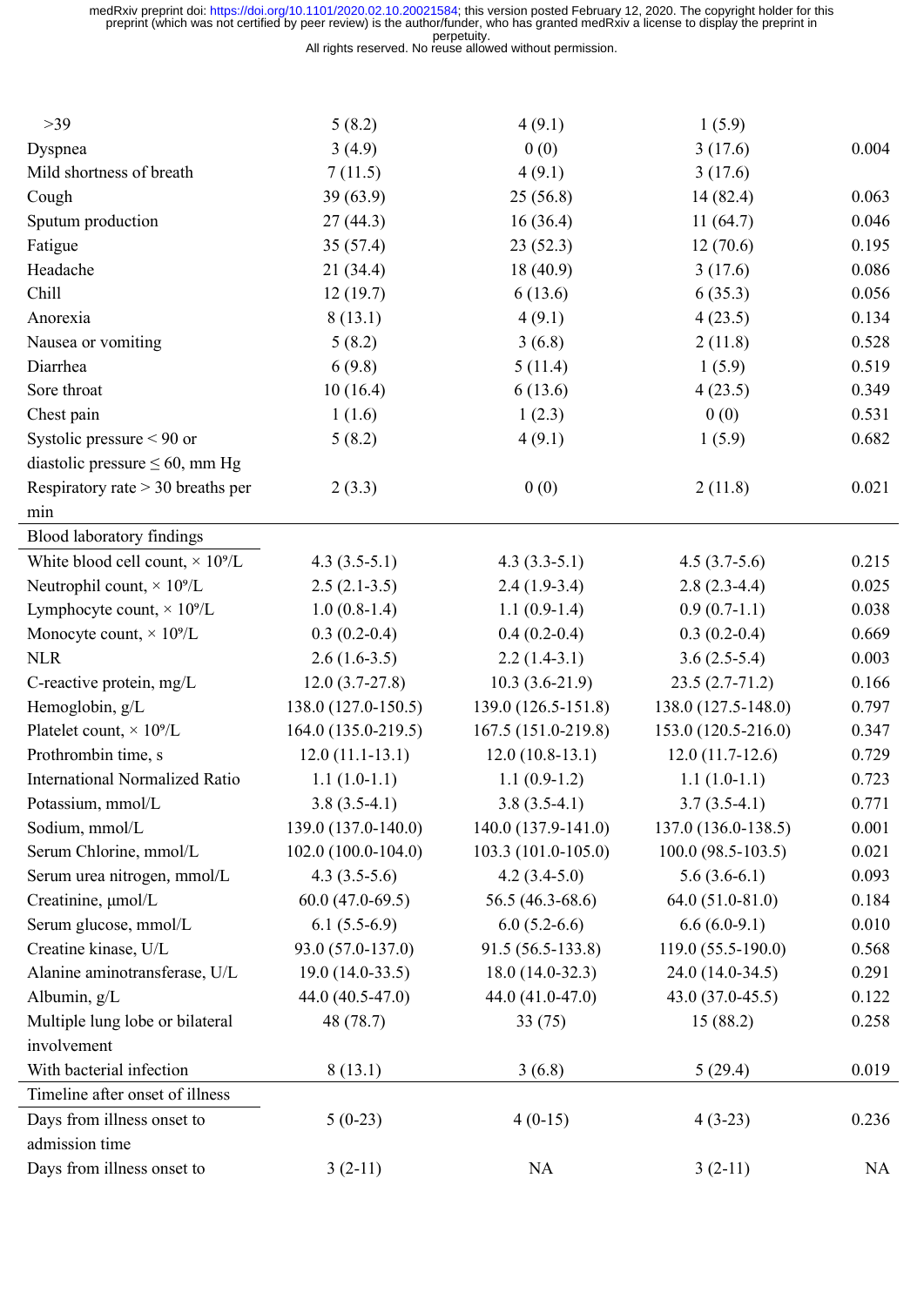| | | | | |
|---|---|---|---|---|
| >39 | 5 (8.2) | 4 (9.1) | 1 (5.9) | |
| Dyspnea | 3 (4.9) | 0 (0) | 3 (17.6) | 0.004 |
| Mild shortness of breath | 7 (11.5) | 4 (9.1) | 3 (17.6) | |
| Cough | 39 (63.9) | 25 (56.8) | 14 (82.4) | 0.063 |
| Sputum production | 27 (44.3) | 16 (36.4) | 11 (64.7) | 0.046 |
| Fatigue | 35 (57.4) | 23 (52.3) | 12 (70.6) | 0.195 |
| Headache | 21 (34.4) | 18 (40.9) | 3 (17.6) | 0.086 |
| Chill | 12 (19.7) | 6 (13.6) | 6 (35.3) | 0.056 |
| Anorexia | 8 (13.1) | 4 (9.1) | 4 (23.5) | 0.134 |
| Nausea or vomiting | 5 (8.2) | 3 (6.8) | 2 (11.8) | 0.528 |
| Diarrhea | 6 (9.8) | 5 (11.4) | 1 (5.9) | 0.519 |
| Sore throat | 10 (16.4) | 6 (13.6) | 4 (23.5) | 0.349 |
| Chest pain | 1 (1.6) | 1 (2.3) | 0 (0) | 0.531 |
| Systolic pressure < 90 or diastolic pressure ≤ 60, mm Hg | 5 (8.2) | 4 (9.1) | 1 (5.9) | 0.682 |
| Respiratory rate > 30 breaths per min | 2 (3.3) | 0 (0) | 2 (11.8) | 0.021 |
| Blood laboratory findings | | | | |
| White blood cell count, × $10^9$/L | 4.3 (3.5-5.1) | 4.3 (3.3-5.1) | 4.5 (3.7-5.6) | 0.215 |
| Neutrophil count, × $10^9$/L | 2.5 (2.1-3.5) | 2.4 (1.9-3.4) | 2.8 (2.3-4.4) | 0.025 |
| Lymphocyte count, × $10^9$/L | 1.0 (0.8-1.4) | 1.1 (0.9-1.4) | 0.9 (0.7-1.1) | 0.038 |
| Monocyte count, × $10^9$/L | 0.3 (0.2-0.4) | 0.4 (0.2-0.4) | 0.3 (0.2-0.4) | 0.669 |
| NLR | 2.6 (1.6-3.5) | 2.2 (1.4-3.1) | 3.6 (2.5-5.4) | 0.003 |
| C-reactive protein, mg/L | 12.0 (3.7-27.8) | 10.3 (3.6-21.9) | 23.5 (2.7-71.2) | 0.166 |
| Hemoglobin, g/L | 138.0 (127.0-150.5) | 139.0 (126.5-151.8) | 138.0 (127.5-148.0) | 0.797 |
| Platelet count, × $10^9$/L | 164.0 (135.0-219.5) | 167.5 (151.0-219.8) | 153.0 (120.5-216.0) | 0.347 |
| Prothrombin time, s | 12.0 (11.1-13.1) | 12.0 (10.8-13.1) | 12.0 (11.7-12.6) | 0.729 |
| International Normalized Ratio | 1.1 (1.0-1.1) | 1.1 (0.9-1.2) | 1.1 (1.0-1.1) | 0.723 |
| Potassium, mmol/L | 3.8 (3.5-4.1) | 3.8 (3.5-4.1) | 3.7 (3.5-4.1) | 0.771 |
| Sodium, mmol/L | 139.0 (137.0-140.0) | 140.0 (137.9-141.0) | 137.0 (136.0-138.5) | 0.001 |
| Serum Chlorine, mmol/L | 102.0 (100.0-104.0) | 103.3 (101.0-105.0) | 100.0 (98.5-103.5) | 0.021 |
| Serum urea nitrogen, mmol/L | 4.3 (3.5-5.6) | 4.2 (3.4-5.0) | 5.6 (3.6-6.1) | 0.093 |
| Creatinine, μmol/L | 60.0 (47.0-69.5) | 56.5 (46.3-68.6) | 64.0 (51.0-81.0) | 0.184 |
| Serum glucose, mmol/L | 6.1 (5.5-6.9) | 6.0 (5.2-6.6) | 6.6 (6.0-9.1) | 0.010 |
| Creatine kinase, U/L | 93.0 (57.0-137.0) | 91.5 (56.5-133.8) | 119.0 (55.5-190.0) | 0.568 |
| Alanine aminotransferase, U/L | 19.0 (14.0-33.5) | 18.0 (14.0-32.3) | 24.0 (14.0-34.5) | 0.291 |
| Albumin, g/L | 44.0 (40.5-47.0) | 44.0 (41.0-47.0) | 43.0 (37.0-45.5) | 0.122 |
| Multiple lung lobe or bilateral involvement | 48 (78.7) | 33 (75) | 15 (88.2) | 0.258 |
| With bacterial infection | 8 (13.1) | 3 (6.8) | 5 (29.4) | 0.019 |
| Timeline after onset of illness | | | | |
| Days from illness onset to admission time | 5 (0-23) | 4 (0-15) | 4 (3-23) | 0.236 |
| Days from illness onset to | 3 (2-11) | NA | 3 (2-11) | NA |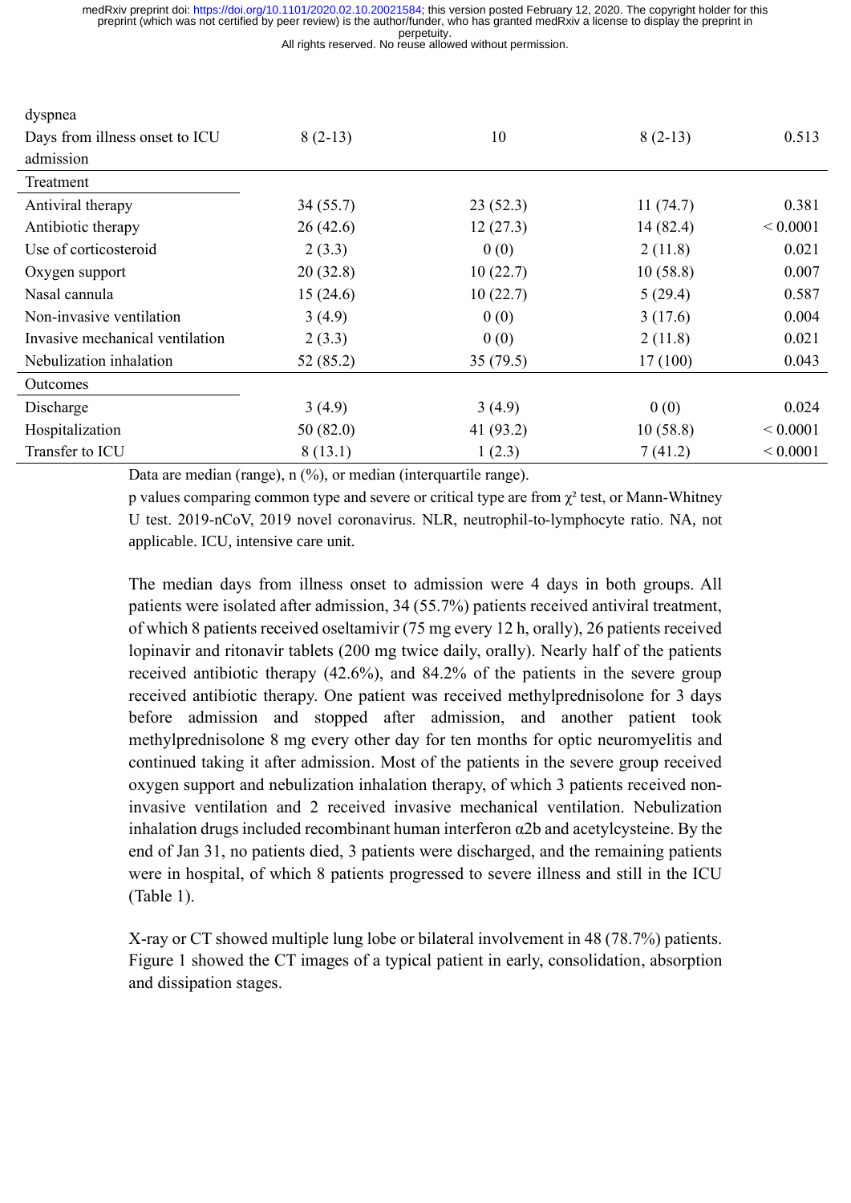| | | | | |
|---|---|---|---|---|
| dyspnea | | | | |
| Days from illness onset to ICU admission | 8 (2-13) | 10 | 8 (2-13) | 0.513 |
| Treatment | | | | |
| Antiviral therapy | 34 (55.7) | 23 (52.3) | 11 (74.7) | 0.381 |
| Antibiotic therapy | 26 (42.6) | 12 (27.3) | 14 (82.4) | < 0.0001 |
| Use of corticosteroid | 2 (3.3) | 0 (0) | 2 (11.8) | 0.021 |
| Oxygen support | 20 (32.8) | 10 (22.7) | 10 (58.8) | 0.007 |
| Nasal cannula | 15 (24.6) | 10 (22.7) | 5 (29.4) | 0.587 |
| Non-invasive ventilation | 3 (4.9) | 0 (0) | 3 (17.6) | 0.004 |
| Invasive mechanical ventilation | 2 (3.3) | 0 (0) | 2 (11.8) | 0.021 |
| Nebulization inhalation | 52 (85.2) | 35 (79.5) | 17 (100) | 0.043 |
| Outcomes | | | | |
| Discharge | 3 (4.9) | 3 (4.9) | 0 (0) | 0.024 |
| Hospitalization | 50 (82.0) | 41 (93.2) | 10 (58.8) | < 0.0001 |
| Transfer to ICU | 8 (13.1) | 1 (2.3) | 7 (41.2) | < 0.0001 |

Data are median (range), n (%), or median (interquartile range).

p values comparing common type and severe or critical type are from $\chi^2$ test, or Mann-Whitney U test. 2019-nCoV, 2019 novel coronavirus. NLR, neutrophil-to-lymphocyte ratio. NA, not applicable. ICU, intensive care unit.

The median days from illness onset to admission were 4 days in both groups. All patients were isolated after admission, 34 (55.7%) patients received antiviral treatment, of which 8 patients received oseltamivir (75 mg every 12 h, orally), 26 patients received lopinavir and ritonavir tablets (200 mg twice daily, orally). Nearly half of the patients received antibiotic therapy (42.6%), and 84.2% of the patients in the severe group received antibiotic therapy. One patient was received methylprednisolone for 3 days before admission and stopped after admission, and another patient took methylprednisolone 8 mg every other day for ten months for optic neuromyelitis and continued taking it after admission. Most of the patients in the severe group received oxygen support and nebulization inhalation therapy, of which 3 patients received non-invasive ventilation and 2 received invasive mechanical ventilation. Nebulization inhalation drugs included recombinant human interferon α2b and acetylcysteine. By the end of Jan 31, no patients died, 3 patients were discharged, and the remaining patients were in hospital, of which 8 patients progressed to severe illness and still in the ICU (Table 1).

X-ray or CT showed multiple lung lobe or bilateral involvement in 48 (78.7%) patients. Figure 1 showed the CT images of a typical patient in early, consolidation, absorption and dissipation stages.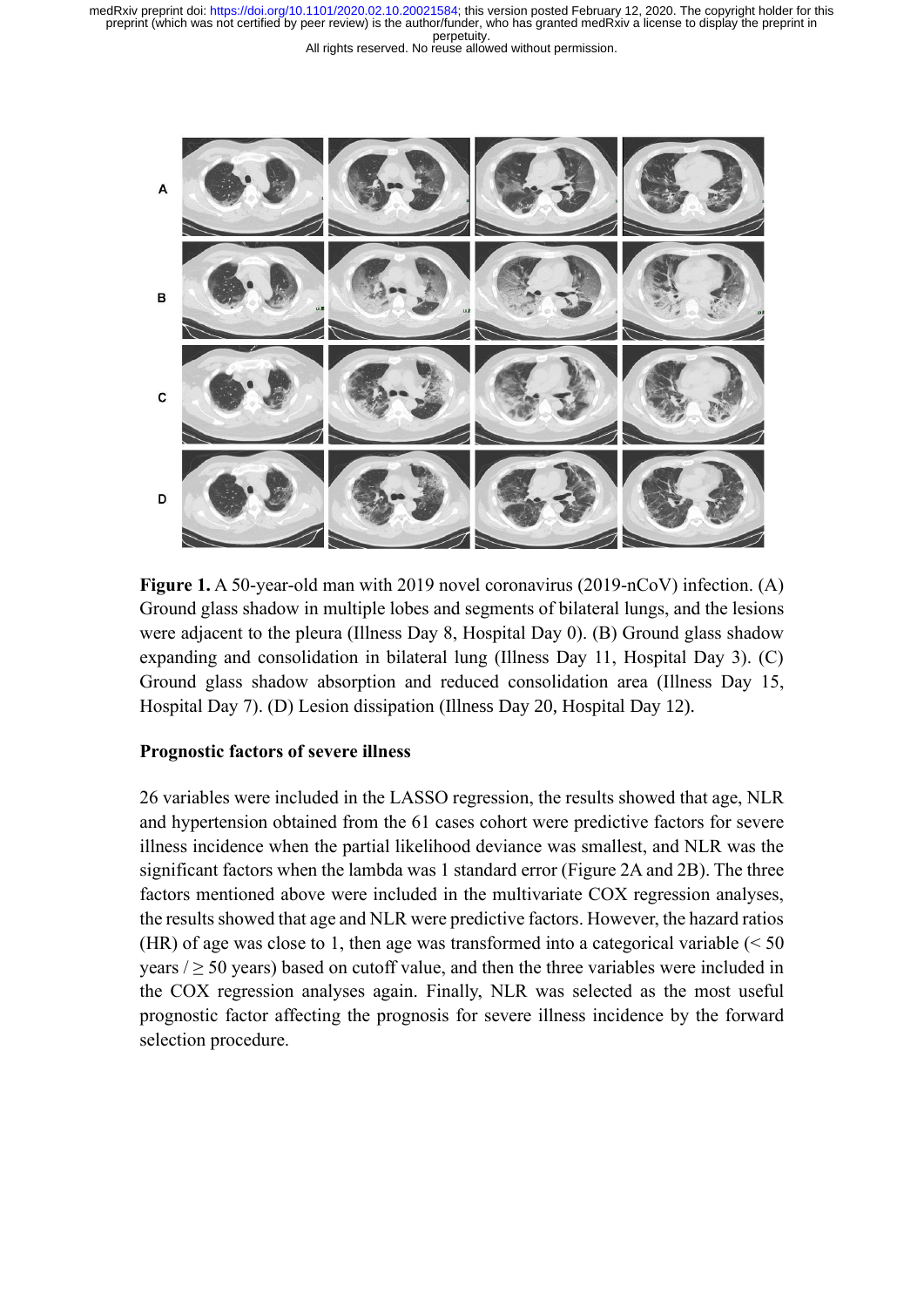**Figure 1.** A 50-year-old man with 2019 novel coronavirus (2019-nCoV) infection. (A) Ground glass shadow in multiple lobes and segments of bilateral lungs, and the lesions were adjacent to the pleura (Illness Day 8, Hospital Day 0). (B) Ground glass shadow expanding and consolidation in bilateral lung (Illness Day 11, Hospital Day 3). (C) Ground glass shadow absorption and reduced consolidation area (Illness Day 15, Hospital Day 7). (D) Lesion dissipation (Illness Day 20, Hospital Day 12).

**Prognostic factors of severe illness**

26 variables were included in the LASSO regression, the results showed that age, NLR and hypertension obtained from the 61 cases cohort were predictive factors for severe illness incidence when the partial likelihood deviance was smallest, and NLR was the significant factors when the lambda was 1 standard error (Figure 2A and 2B). The three factors mentioned above were included in the multivariate COX regression analyses, the results showed that age and NLR were predictive factors. However, the hazard ratios (HR) of age was close to 1, then age was transformed into a categorical variable (< 50 years / ≥ 50 years) based on cutoff value, and then the three variables were included in the COX regression analyses again. Finally, NLR was selected as the most useful prognostic factor affecting the prognosis for severe illness incidence by the forward selection procedure.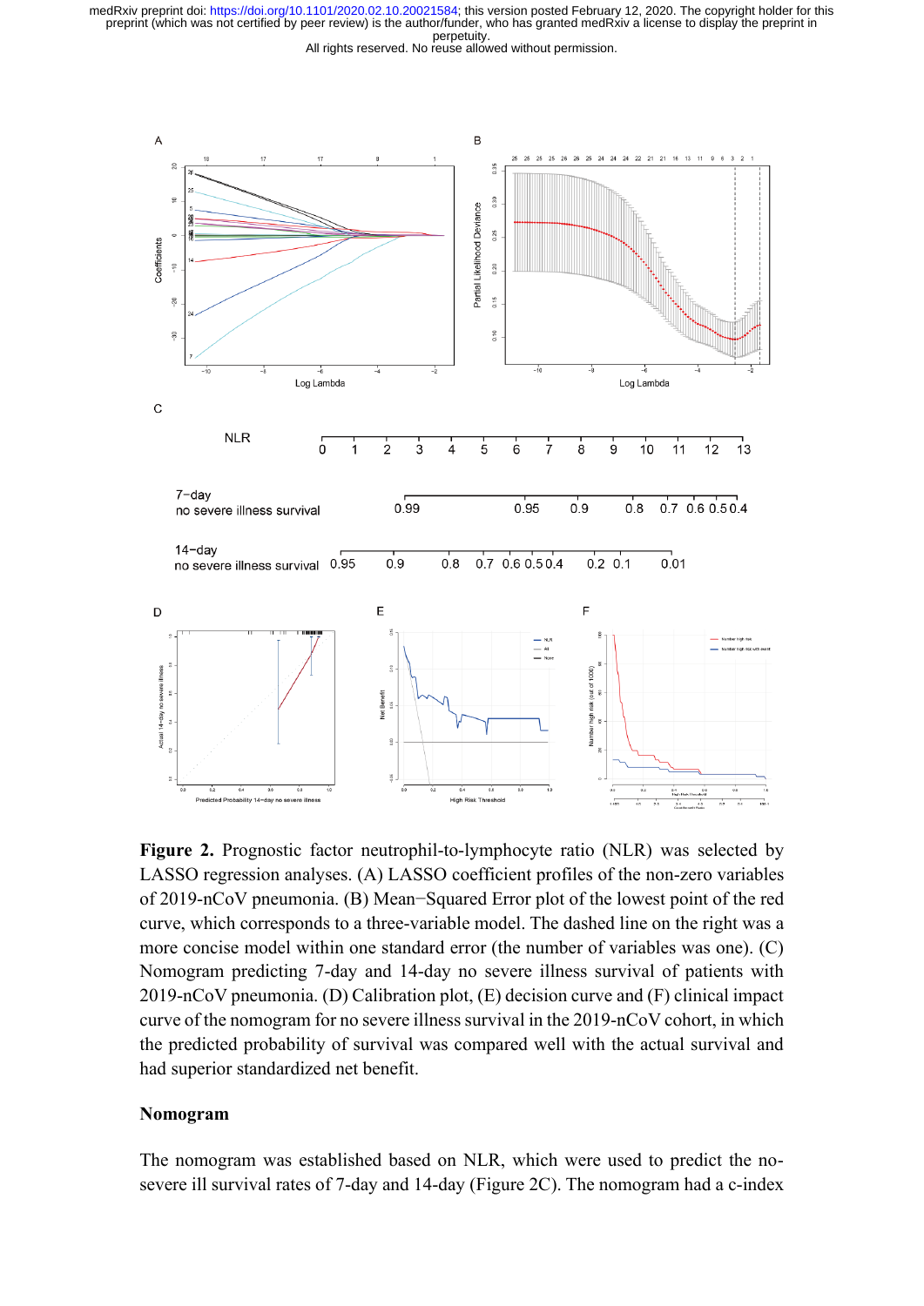**Figure 2.** Prognostic factor neutrophil-to-lymphocyte ratio (NLR) was selected by LASSO regression analyses. (A) LASSO coefficient profiles of the non-zero variables of 2019-nCoV pneumonia. (B) Mean−Squared Error plot of the lowest point of the red curve, which corresponds to a three-variable model. The dashed line on the right was a more concise model within one standard error (the number of variables was one). (C) Nomogram predicting 7-day and 14-day no severe illness survival of patients with 2019-nCoV pneumonia. (D) Calibration plot, (E) decision curve and (F) clinical impact curve of the nomogram for no severe illness survival in the 2019-nCoV cohort, in which the predicted probability of survival was compared well with the actual survival and had superior standardized net benefit.

## Nomogram

The nomogram was established based on NLR, which were used to predict the no-severe ill survival rates of 7-day and 14-day (Figure 2C). The nomogram had a c-index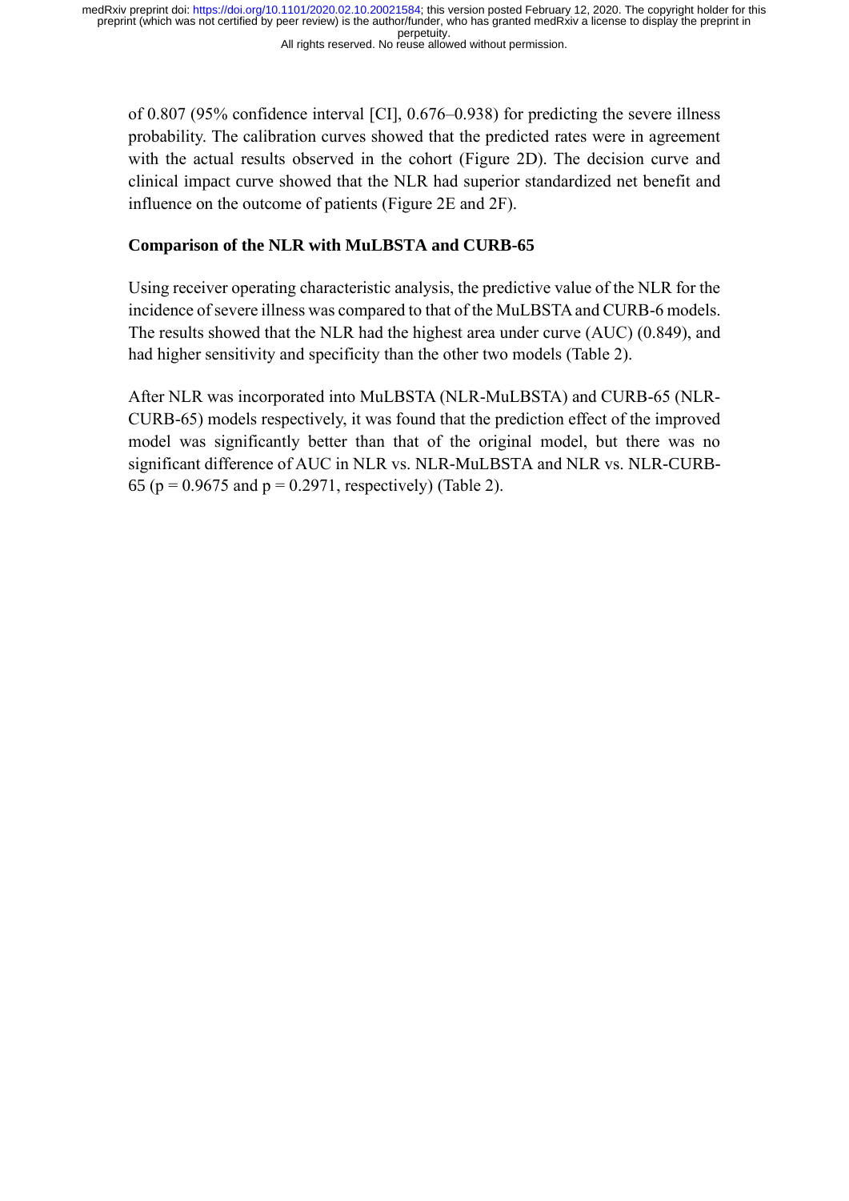of 0.807 (95% confidence interval [CI], 0.676–0.938) for predicting the severe illness probability. The calibration curves showed that the predicted rates were in agreement with the actual results observed in the cohort (Figure 2D). The decision curve and clinical impact curve showed that the NLR had superior standardized net benefit and influence on the outcome of patients (Figure 2E and 2F).

**Comparison of the NLR with MuLBSTA and CURB-65**

Using receiver operating characteristic analysis, the predictive value of the NLR for the incidence of severe illness was compared to that of the MuLBSTA and CURB-6 models. The results showed that the NLR had the highest area under curve (AUC) (0.849), and had higher sensitivity and specificity than the other two models (Table 2).

After NLR was incorporated into MuLBSTA (NLR-MuLBSTA) and CURB-65 (NLR-CURB-65) models respectively, it was found that the prediction effect of the improved model was significantly better than that of the original model, but there was no significant difference of AUC in NLR vs. NLR-MuLBSTA and NLR vs. NLR-CURB-65 ($p = 0.9675$ and $p = 0.2971$, respectively) (Table 2).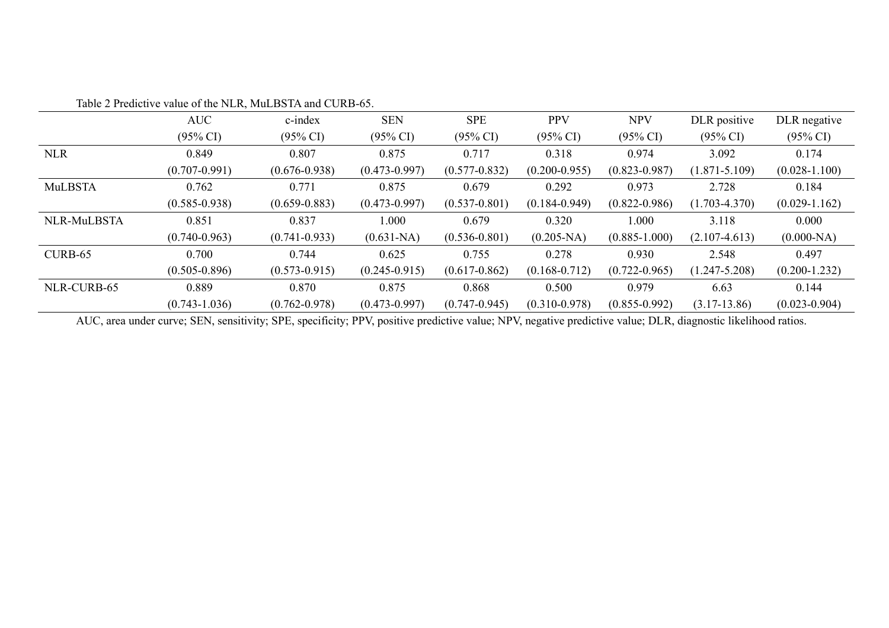Table 2 Predictive value of the NLR, MuLBSTA and CURB-65.

| | AUC (95% CI) | c-index (95% CI) | SEN (95% CI) | SPE (95% CI) | PPV (95% CI) | NPV (95% CI) | DLR positive (95% CI) | DLR negative (95% CI) |
|---|---|---|---|---|---|---|---|---|
| NLR | 0.849 (0.707-0.991) | 0.807 (0.676-0.938) | 0.875 (0.473-0.997) | 0.717 (0.577-0.832) | 0.318 (0.200-0.955) | 0.974 (0.823-0.987) | 3.092 (1.871-5.109) | 0.174 (0.028-1.100) |
| MuLBSTA | 0.762 (0.585-0.938) | 0.771 (0.659-0.883) | 0.875 (0.473-0.997) | 0.679 (0.537-0.801) | 0.292 (0.184-0.949) | 0.973 (0.822-0.986) | 2.728 (1.703-4.370) | 0.184 (0.029-1.162) |
| NLR-MuLBSTA | 0.851 (0.740-0.963) | 0.837 (0.741-0.933) | 1.000 (0.631-NA) | 0.679 (0.536-0.801) | 0.320 (0.205-NA) | 1.000 (0.885-1.000) | 3.118 (2.107-4.613) | 0.000 (0.000-NA) |
| CURB-65 | 0.700 (0.505-0.896) | 0.744 (0.573-0.915) | 0.625 (0.245-0.915) | 0.755 (0.617-0.862) | 0.278 (0.168-0.712) | 0.930 (0.722-0.965) | 2.548 (1.247-5.208) | 0.497 (0.200-1.232) |
| NLR-CURB-65 | 0.889 (0.743-1.036) | 0.870 (0.762-0.978) | 0.875 (0.473-0.997) | 0.868 (0.747-0.945) | 0.500 (0.310-0.978) | 0.979 (0.855-0.992) | 6.63 (3.17-13.86) | 0.144 (0.023-0.904) |

AUC, area under curve; SEN, sensitivity; SPE, specificity; PPV, positive predictive value; NPV, negative predictive value; DLR, diagnostic likelihood ratios.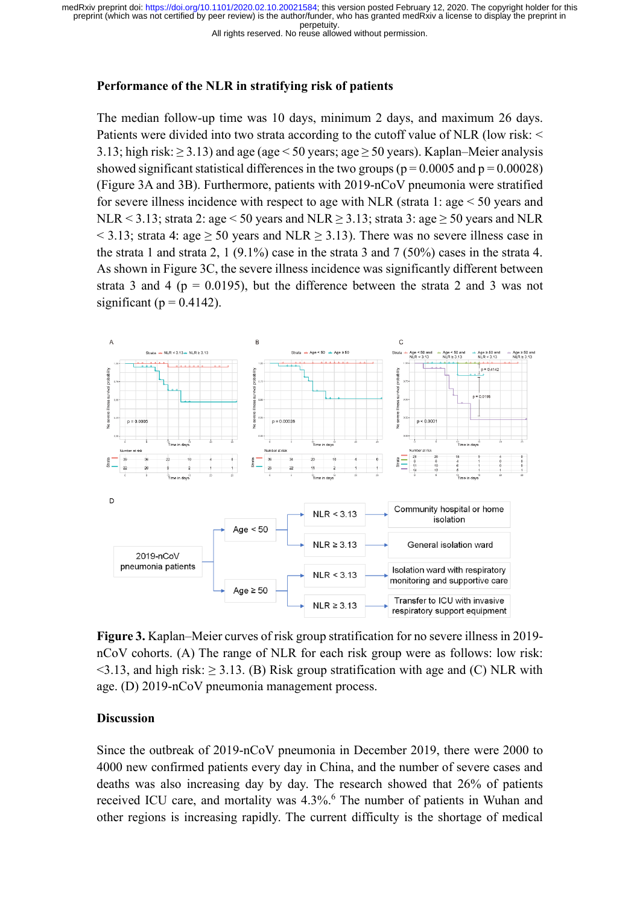### Performance of the NLR in stratifying risk of patients

The median follow-up time was 10 days, minimum 2 days, and maximum 26 days. Patients were divided into two strata according to the cutoff value of NLR (low risk: < 3.13; high risk: ≥ 3.13) and age (age < 50 years; age ≥ 50 years). Kaplan–Meier analysis showed significant statistical differences in the two groups ($p = 0.0005$ and $p = 0.00028$) (Figure 3A and 3B). Furthermore, patients with 2019-nCoV pneumonia were stratified for severe illness incidence with respect to age with NLR (strata 1: age < 50 years and NLR < 3.13; strata 2: age < 50 years and NLR ≥ 3.13; strata 3: age ≥ 50 years and NLR < 3.13; strata 4: age ≥ 50 years and NLR ≥ 3.13). There was no severe illness case in the strata 1 and strata 2, 1 (9.1%) case in the strata 3 and 7 (50%) cases in the strata 4. As shown in Figure 3C, the severe illness incidence was significantly different between strata 3 and 4 ($p = 0.0195$), but the difference between the strata 2 and 3 was not significant ($p = 0.4142$).

**Figure 3.** Kaplan–Meier curves of risk group stratification for no severe illness in 2019-nCoV cohorts. (A) The range of NLR for each risk group were as follows: low risk: <3.13, and high risk: ≥ 3.13. (B) Risk group stratification with age and (C) NLR with age. (D) 2019-nCoV pneumonia management process.

### Discussion

Since the outbreak of 2019-nCoV pneumonia in December 2019, there were 2000 to 4000 new confirmed patients every day in China, and the number of severe cases and deaths was also increasing day by day. The research showed that 26% of patients received ICU care, and mortality was 4.3%.[6] The number of patients in Wuhan and other regions is increasing rapidly. The current difficulty is the shortage of medical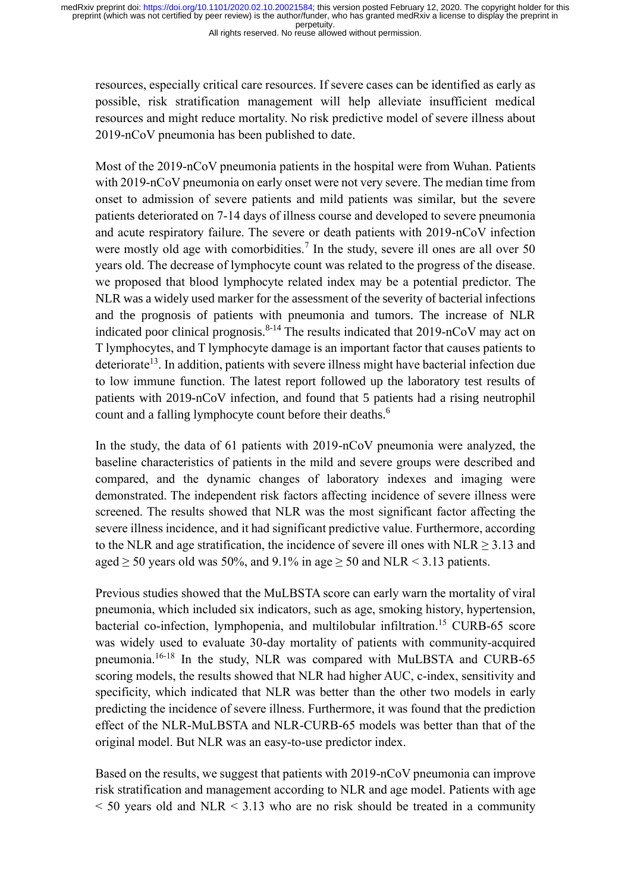resources, especially critical care resources. If severe cases can be identified as early as possible, risk stratification management will help alleviate insufficient medical resources and might reduce mortality. No risk predictive model of severe illness about 2019-nCoV pneumonia has been published to date.

Most of the 2019-nCoV pneumonia patients in the hospital were from Wuhan. Patients with 2019-nCoV pneumonia on early onset were not very severe. The median time from onset to admission of severe patients and mild patients was similar, but the severe patients deteriorated on 7-14 days of illness course and developed to severe pneumonia and acute respiratory failure. The severe or death patients with 2019-nCoV infection were mostly old age with comorbidities.[7] In the study, severe ill ones are all over 50 years old. The decrease of lymphocyte count was related to the progress of the disease. we proposed that blood lymphocyte related index may be a potential predictor. The NLR was a widely used marker for the assessment of the severity of bacterial infections and the prognosis of patients with pneumonia and tumors. The increase of NLR indicated poor clinical prognosis.[8-14] The results indicated that 2019-nCoV may act on T lymphocytes, and T lymphocyte damage is an important factor that causes patients to deteriorate[13]. In addition, patients with severe illness might have bacterial infection due to low immune function. The latest report followed up the laboratory test results of patients with 2019-nCoV infection, and found that 5 patients had a rising neutrophil count and a falling lymphocyte count before their deaths.[6]

In the study, the data of 61 patients with 2019-nCoV pneumonia were analyzed, the baseline characteristics of patients in the mild and severe groups were described and compared, and the dynamic changes of laboratory indexes and imaging were demonstrated. The independent risk factors affecting incidence of severe illness were screened. The results showed that NLR was the most significant factor affecting the severe illness incidence, and it had significant predictive value. Furthermore, according to the NLR and age stratification, the incidence of severe ill ones with NLR $\geq 3.13$ and aged $\geq 50$ years old was 50%, and 9.1% in age $\geq 50$ and NLR $< 3.13$ patients.

Previous studies showed that the MuLBSTA score can early warn the mortality of viral pneumonia, which included six indicators, such as age, smoking history, hypertension, bacterial co-infection, lymphopenia, and multilobular infiltration.[15] CURB-65 score was widely used to evaluate 30-day mortality of patients with community-acquired pneumonia.[16-18] In the study, NLR was compared with MuLBSTA and CURB-65 scoring models, the results showed that NLR had higher AUC, c-index, sensitivity and specificity, which indicated that NLR was better than the other two models in early predicting the incidence of severe illness. Furthermore, it was found that the prediction effect of the NLR-MuLBSTA and NLR-CURB-65 models was better than that of the original model. But NLR was an easy-to-use predictor index.

Based on the results, we suggest that patients with 2019-nCoV pneumonia can improve risk stratification and management according to NLR and age model. Patients with age $< 50$ years old and NLR $< 3.13$ who are no risk should be treated in a community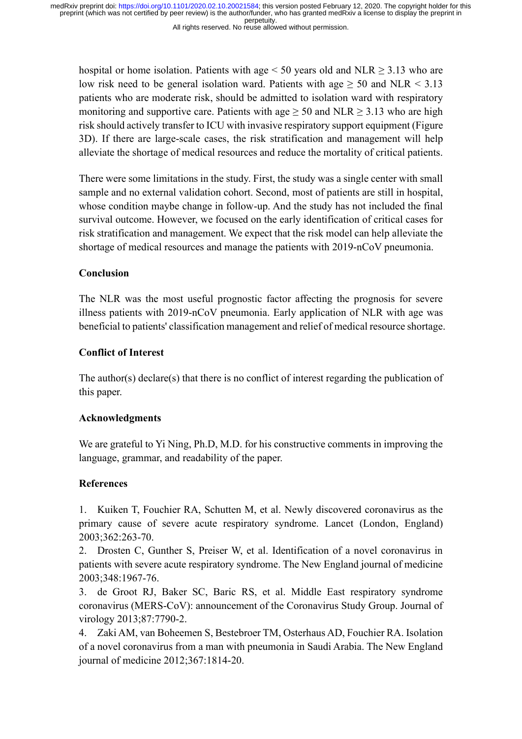hospital or home isolation. Patients with age < 50 years old and NLR ≥ 3.13 who are low risk need to be general isolation ward. Patients with age ≥ 50 and NLR < 3.13 patients who are moderate risk, should be admitted to isolation ward with respiratory monitoring and supportive care. Patients with age ≥ 50 and NLR ≥ 3.13 who are high risk should actively transfer to ICU with invasive respiratory support equipment (Figure 3D). If there are large-scale cases, the risk stratification and management will help alleviate the shortage of medical resources and reduce the mortality of critical patients.

There were some limitations in the study. First, the study was a single center with small sample and no external validation cohort. Second, most of patients are still in hospital, whose condition maybe change in follow-up. And the study has not included the final survival outcome. However, we focused on the early identification of critical cases for risk stratification and management. We expect that the risk model can help alleviate the shortage of medical resources and manage the patients with 2019-nCoV pneumonia.

## Conclusion

The NLR was the most useful prognostic factor affecting the prognosis for severe illness patients with 2019-nCoV pneumonia. Early application of NLR with age was beneficial to patients' classification management and relief of medical resource shortage.

## Conflict of Interest

The author(s) declare(s) that there is no conflict of interest regarding the publication of this paper.

## Acknowledgments

We are grateful to Yi Ning, Ph.D, M.D. for his constructive comments in improving the language, grammar, and readability of the paper.

## References

1. Kuiken T, Fouchier RA, Schutten M, et al. Newly discovered coronavirus as the primary cause of severe acute respiratory syndrome. Lancet (London, England) 2003;362:263-70.
2. Drosten C, Gunther S, Preiser W, et al. Identification of a novel coronavirus in patients with severe acute respiratory syndrome. The New England journal of medicine 2003;348:1967-76.
3. de Groot RJ, Baker SC, Baric RS, et al. Middle East respiratory syndrome coronavirus (MERS-CoV): announcement of the Coronavirus Study Group. Journal of virology 2013;87:7790-2.
4. Zaki AM, van Boheemen S, Bestebroer TM, Osterhaus AD, Fouchier RA. Isolation of a novel coronavirus from a man with pneumonia in Saudi Arabia. The New England journal of medicine 2012;367:1814-20.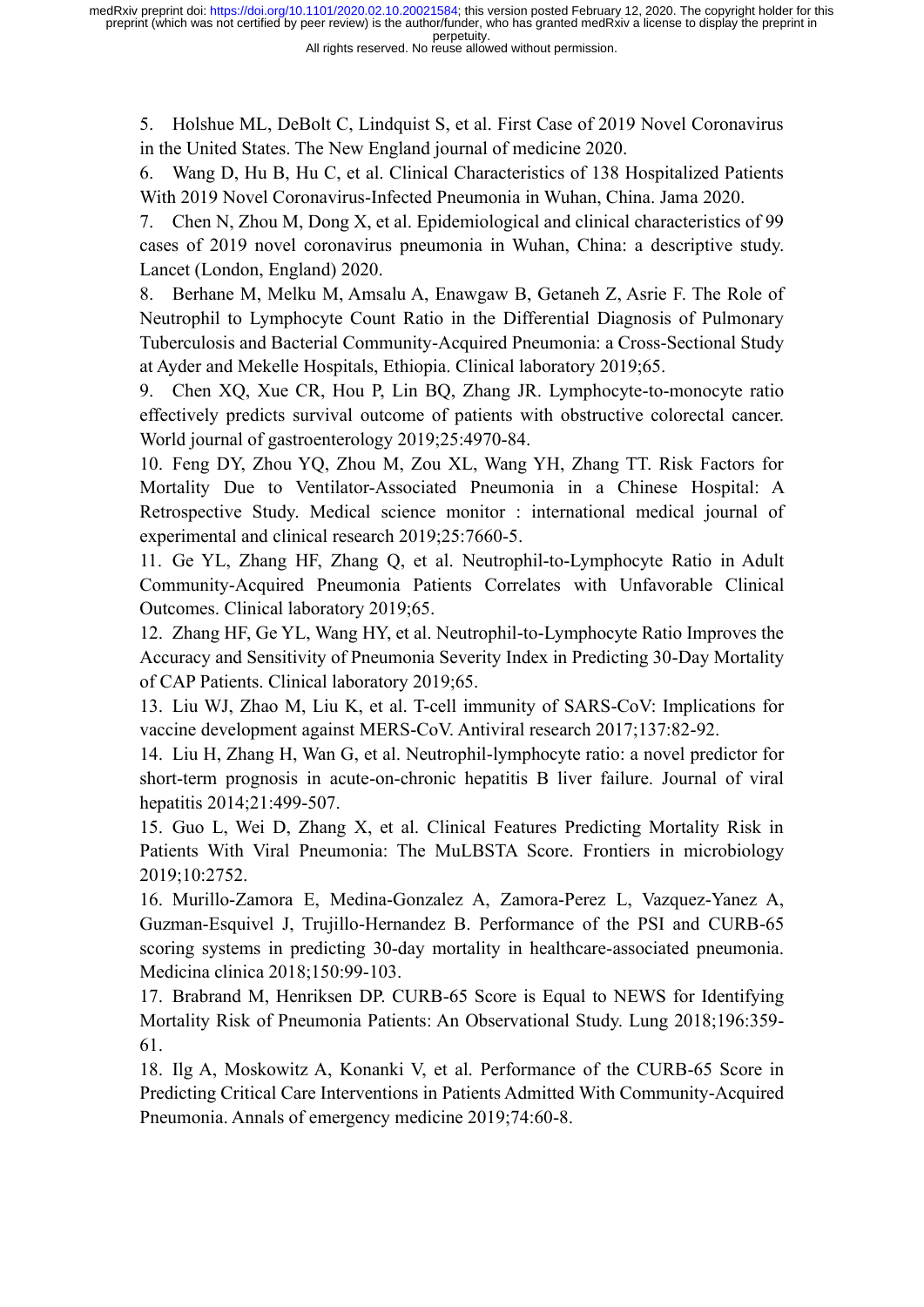5. Holshue ML, DeBolt C, Lindquist S, et al. First Case of 2019 Novel Coronavirus in the United States. The New England journal of medicine 2020.

6. Wang D, Hu B, Hu C, et al. Clinical Characteristics of 138 Hospitalized Patients With 2019 Novel Coronavirus-Infected Pneumonia in Wuhan, China. Jama 2020.

7. Chen N, Zhou M, Dong X, et al. Epidemiological and clinical characteristics of 99 cases of 2019 novel coronavirus pneumonia in Wuhan, China: a descriptive study. Lancet (London, England) 2020.

8. Berhane M, Melku M, Amsalu A, Enawgaw B, Getaneh Z, Asrie F. The Role of Neutrophil to Lymphocyte Count Ratio in the Differential Diagnosis of Pulmonary Tuberculosis and Bacterial Community-Acquired Pneumonia: a Cross-Sectional Study at Ayder and Mekelle Hospitals, Ethiopia. Clinical laboratory 2019;65.

9. Chen XQ, Xue CR, Hou P, Lin BQ, Zhang JR. Lymphocyte-to-monocyte ratio effectively predicts survival outcome of patients with obstructive colorectal cancer. World journal of gastroenterology 2019;25:4970-84.

10. Feng DY, Zhou YQ, Zhou M, Zou XL, Wang YH, Zhang TT. Risk Factors for Mortality Due to Ventilator-Associated Pneumonia in a Chinese Hospital: A Retrospective Study. Medical science monitor : international medical journal of experimental and clinical research 2019;25:7660-5.

11. Ge YL, Zhang HF, Zhang Q, et al. Neutrophil-to-Lymphocyte Ratio in Adult Community-Acquired Pneumonia Patients Correlates with Unfavorable Clinical Outcomes. Clinical laboratory 2019;65.

12. Zhang HF, Ge YL, Wang HY, et al. Neutrophil-to-Lymphocyte Ratio Improves the Accuracy and Sensitivity of Pneumonia Severity Index in Predicting 30-Day Mortality of CAP Patients. Clinical laboratory 2019;65.

13. Liu WJ, Zhao M, Liu K, et al. T-cell immunity of SARS-CoV: Implications for vaccine development against MERS-CoV. Antiviral research 2017;137:82-92.

14. Liu H, Zhang H, Wan G, et al. Neutrophil-lymphocyte ratio: a novel predictor for short-term prognosis in acute-on-chronic hepatitis B liver failure. Journal of viral hepatitis 2014;21:499-507.

15. Guo L, Wei D, Zhang X, et al. Clinical Features Predicting Mortality Risk in Patients With Viral Pneumonia: The MuLBSTA Score. Frontiers in microbiology 2019;10:2752.

16. Murillo-Zamora E, Medina-Gonzalez A, Zamora-Perez L, Vazquez-Yanez A, Guzman-Esquivel J, Trujillo-Hernandez B. Performance of the PSI and CURB-65 scoring systems in predicting 30-day mortality in healthcare-associated pneumonia. Medicina clinica 2018;150:99-103.

17. Brabrand M, Henriksen DP. CURB-65 Score is Equal to NEWS for Identifying Mortality Risk of Pneumonia Patients: An Observational Study. Lung 2018;196:359-61.

18. Ilg A, Moskowitz A, Konanki V, et al. Performance of the CURB-65 Score in Predicting Critical Care Interventions in Patients Admitted With Community-Acquired Pneumonia. Annals of emergency medicine 2019;74:60-8.